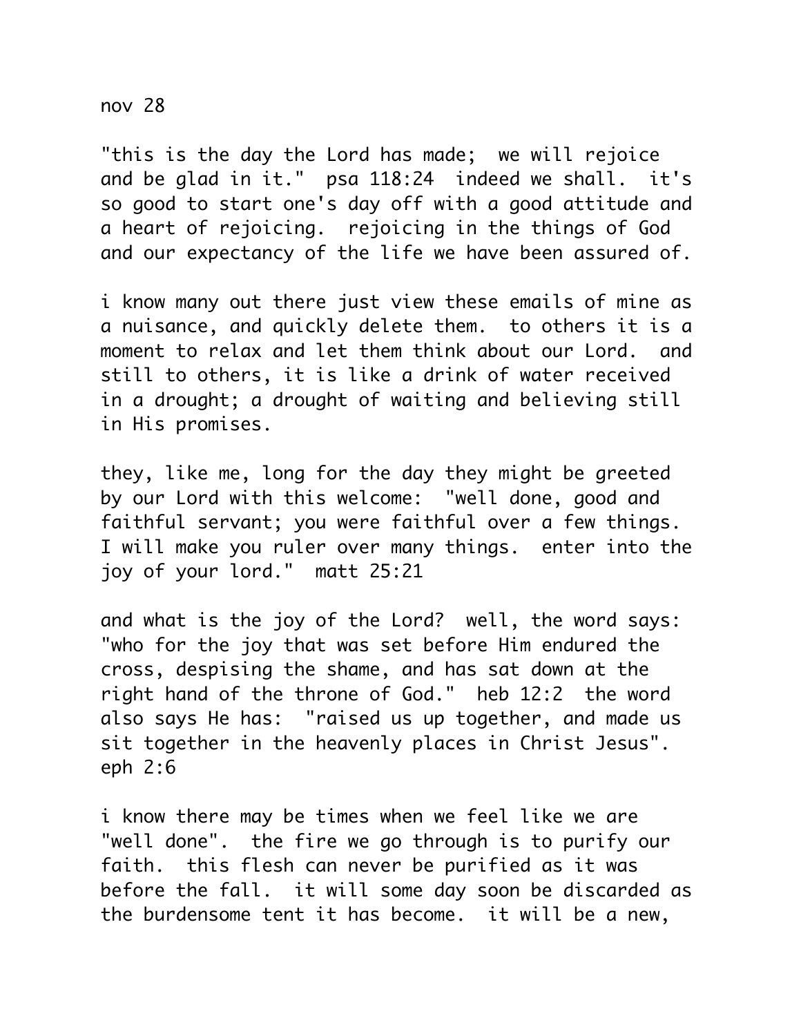nov 28

"this is the day the Lord has made;  we will rejoice and be glad in it."  psa 118:24  indeed we shall.  it's so good to start one's day off with a good attitude and a heart of rejoicing.  rejoicing in the things of God and our expectancy of the life we have been assured of.

i know many out there just view these emails of mine as a nuisance, and quickly delete them.  to others it is a moment to relax and let them think about our Lord.  and still to others, it is like a drink of water received in a drought; a drought of waiting and believing still in His promises.

they, like me, long for the day they might be greeted by our Lord with this welcome:  "well done, good and faithful servant; you were faithful over a few things.  I will make you ruler over many things.  enter into the joy of your lord."  matt 25:21

and what is the joy of the Lord?  well, the word says:  "who for the joy that was set before Him endured the cross, despising the shame, and has sat down at the right hand of the throne of God."  heb 12:2  the word also says He has:  "raised us up together, and made us sit together in the heavenly places in Christ Jesus".  eph 2:6

i know there may be times when we feel like we are "well done".  the fire we go through is to purify our faith.  this flesh can never be purified as it was before the fall.  it will some day soon be discarded as the burdensome tent it has become.  it will be a new,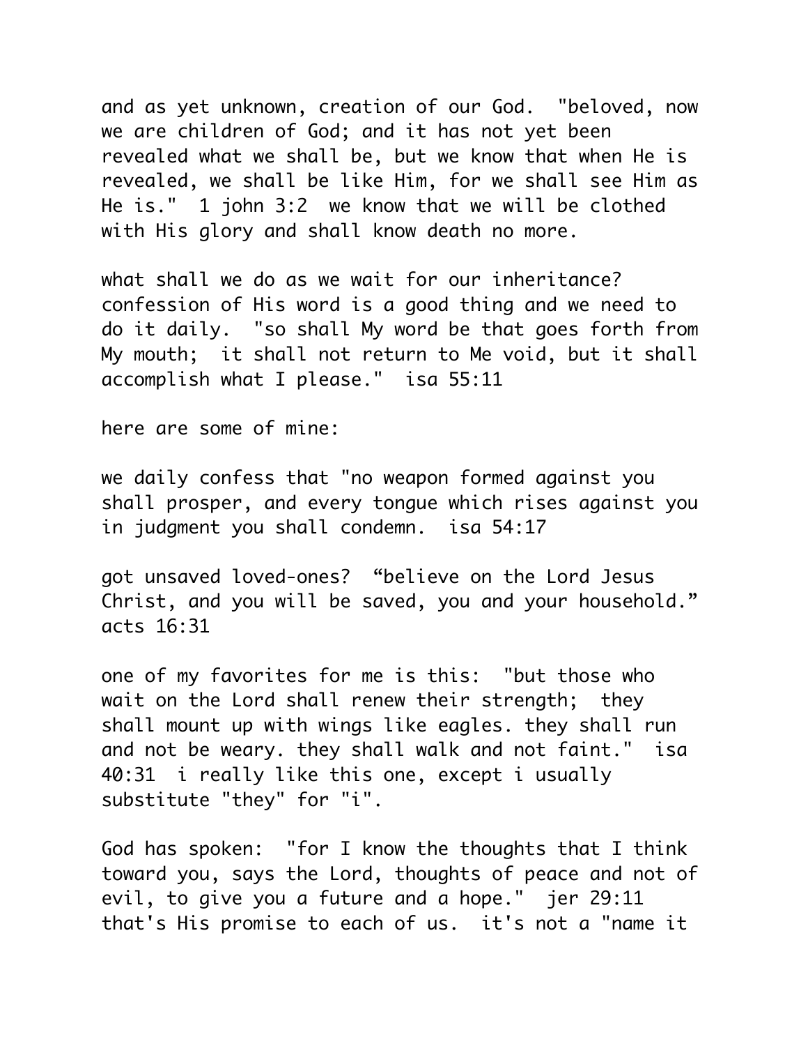and as yet unknown, creation of our God. "beloved, now we are children of God; and it has not yet been revealed what we shall be, but we know that when He is revealed, we shall be like Him, for we shall see Him as He is." 1 john 3:2 we know that we will be clothed with His glory and shall know death no more.

what shall we do as we wait for our inheritance? confession of His word is a good thing and we need to do it daily. "so shall My word be that goes forth from My mouth; it shall not return to Me void, but it shall accomplish what I please." isa 55:11

here are some of mine:

we daily confess that "no weapon formed against you shall prosper, and every tongue which rises against you in judgment you shall condemn. isa 54:17

got unsaved loved-ones? "believe on the Lord Jesus Christ, and you will be saved, you and your household." acts 16:31

one of my favorites for me is this: "but those who wait on the Lord shall renew their strength; they shall mount up with wings like eagles. they shall run and not be weary. they shall walk and not faint." isa 40:31 i really like this one, except i usually substitute "they" for "i".

God has spoken: "for I know the thoughts that I think toward you, says the Lord, thoughts of peace and not of evil, to give you a future and a hope." jer 29:11 that's His promise to each of us. it's not a "name it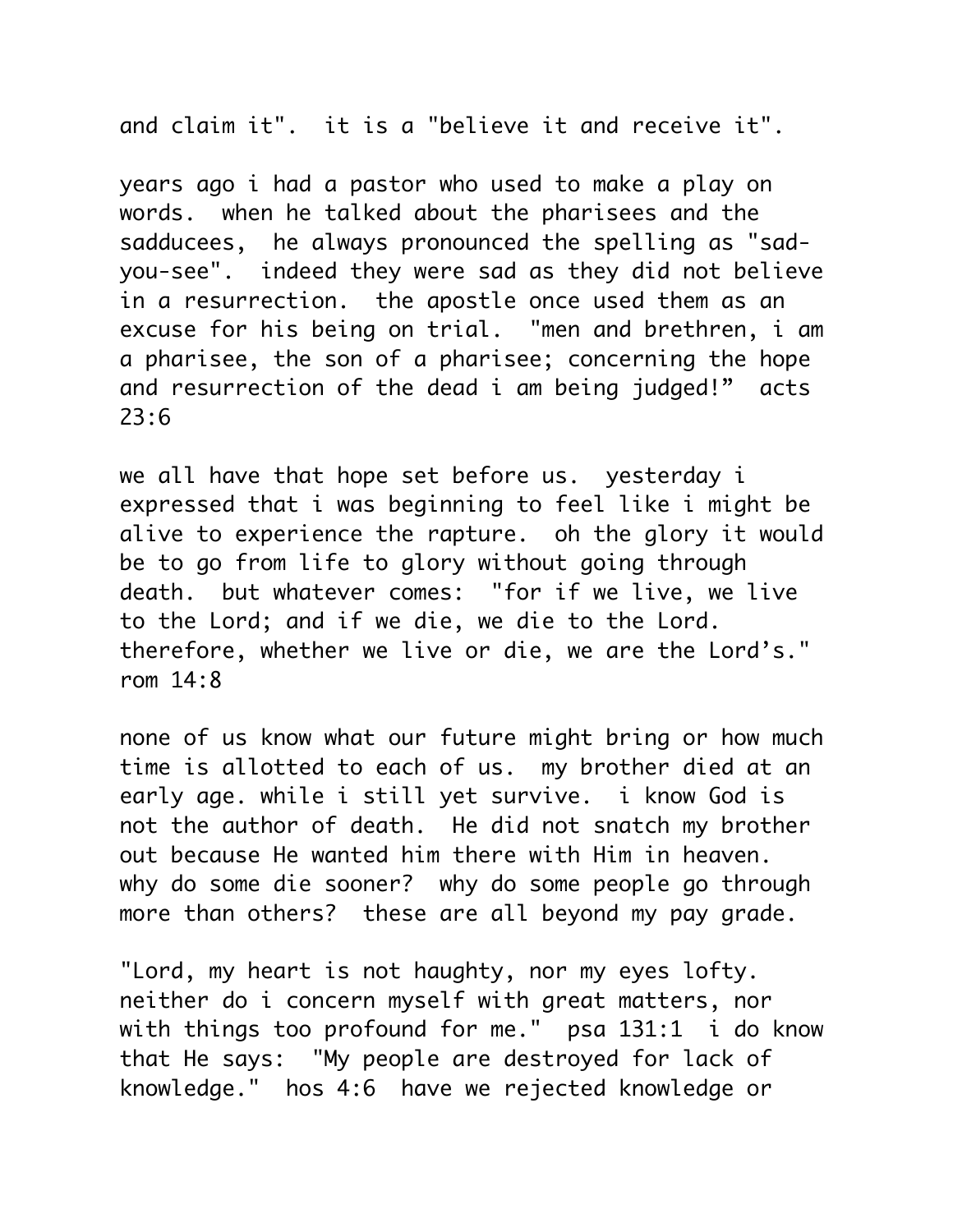and claim it". it is a "believe it and receive it".

years ago i had a pastor who used to make a play on words. when he talked about the pharisees and the sadducees, he always pronounced the spelling as "sad-you-see". indeed they were sad as they did not believe in a resurrection. the apostle once used them as an excuse for his being on trial. "men and brethren, i am a pharisee, the son of a pharisee; concerning the hope and resurrection of the dead i am being judged!" acts 23:6

we all have that hope set before us. yesterday i expressed that i was beginning to feel like i might be alive to experience the rapture. oh the glory it would be to go from life to glory without going through death. but whatever comes: "for if we live, we live to the Lord; and if we die, we die to the Lord. therefore, whether we live or die, we are the Lord's." rom 14:8

none of us know what our future might bring or how much time is allotted to each of us. my brother died at an early age. while i still yet survive. i know God is not the author of death. He did not snatch my brother out because He wanted him there with Him in heaven. why do some die sooner? why do some people go through more than others? these are all beyond my pay grade.

"Lord, my heart is not haughty, nor my eyes lofty. neither do i concern myself with great matters, nor with things too profound for me." psa 131:1 i do know that He says: "My people are destroyed for lack of knowledge." hos 4:6 have we rejected knowledge or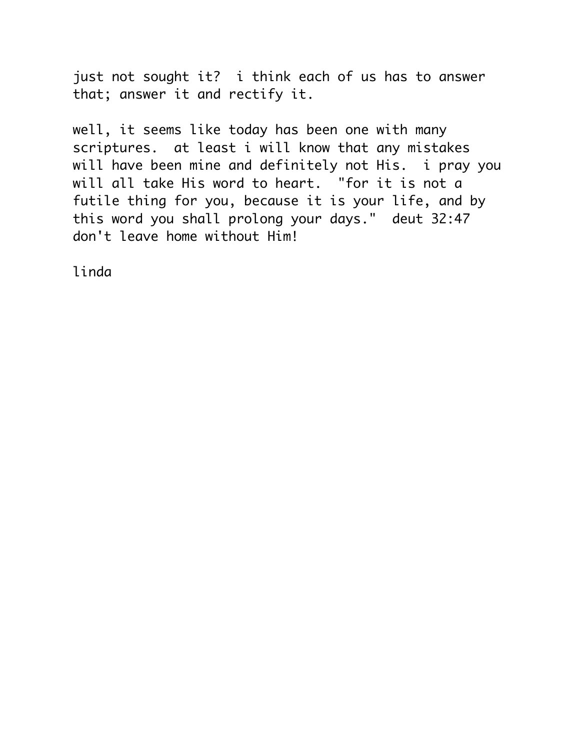just not sought it? i think each of us has to answer that; answer it and rectify it.

well, it seems like today has been one with many scriptures. at least i will know that any mistakes will have been mine and definitely not His. i pray you will all take His word to heart. "for it is not a futile thing for you, because it is your life, and by this word you shall prolong your days." deut 32:47 don't leave home without Him!

linda